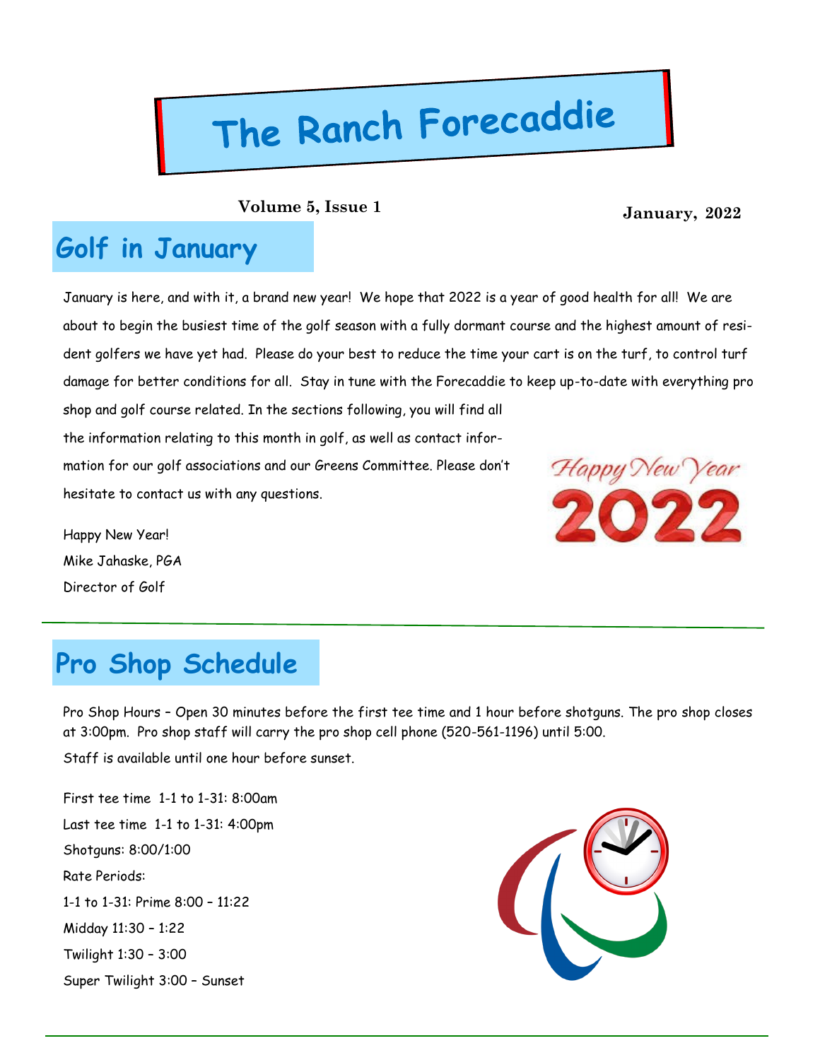# The Ranch Forecaddie

**Volume 5, Issue 1** **January, 2022**

## Golf in January

January is here, and with it, a brand new year! We hope that 2022 is a year of good health for all! We are about to begin the busiest time of the golf season with a fully dormant course and the highest amount of resident golfers we have yet had. Please do your best to reduce the time your cart is on the turf, to control turf damage for better conditions for all. Stay in tune with the Forecaddie to keep up-to-date with everything pro shop and golf course related. In the sections following, you will find all the information relating to this month in golf, as well as contact information for our golf associations and our Greens Committee. Please don't hesitate to contact us with any questions.

Happy New Year!
Mike Jahaske, PGA
Director of Golf

## Pro Shop Schedule

Pro Shop Hours – Open 30 minutes before the first tee time and 1 hour before shotguns. The pro shop closes at 3:00pm. Pro shop staff will carry the pro shop cell phone (520-561-1196) until 5:00.
Staff is available until one hour before sunset.

First tee time 1-1 to 1-31: 8:00am
Last tee time 1-1 to 1-31: 4:00pm
Shotguns: 8:00/1:00
Rate Periods:
1-1 to 1-31: Prime 8:00 – 11:22
Midday 11:30 – 1:22
Twilight 1:30 – 3:00
Super Twilight 3:00 – Sunset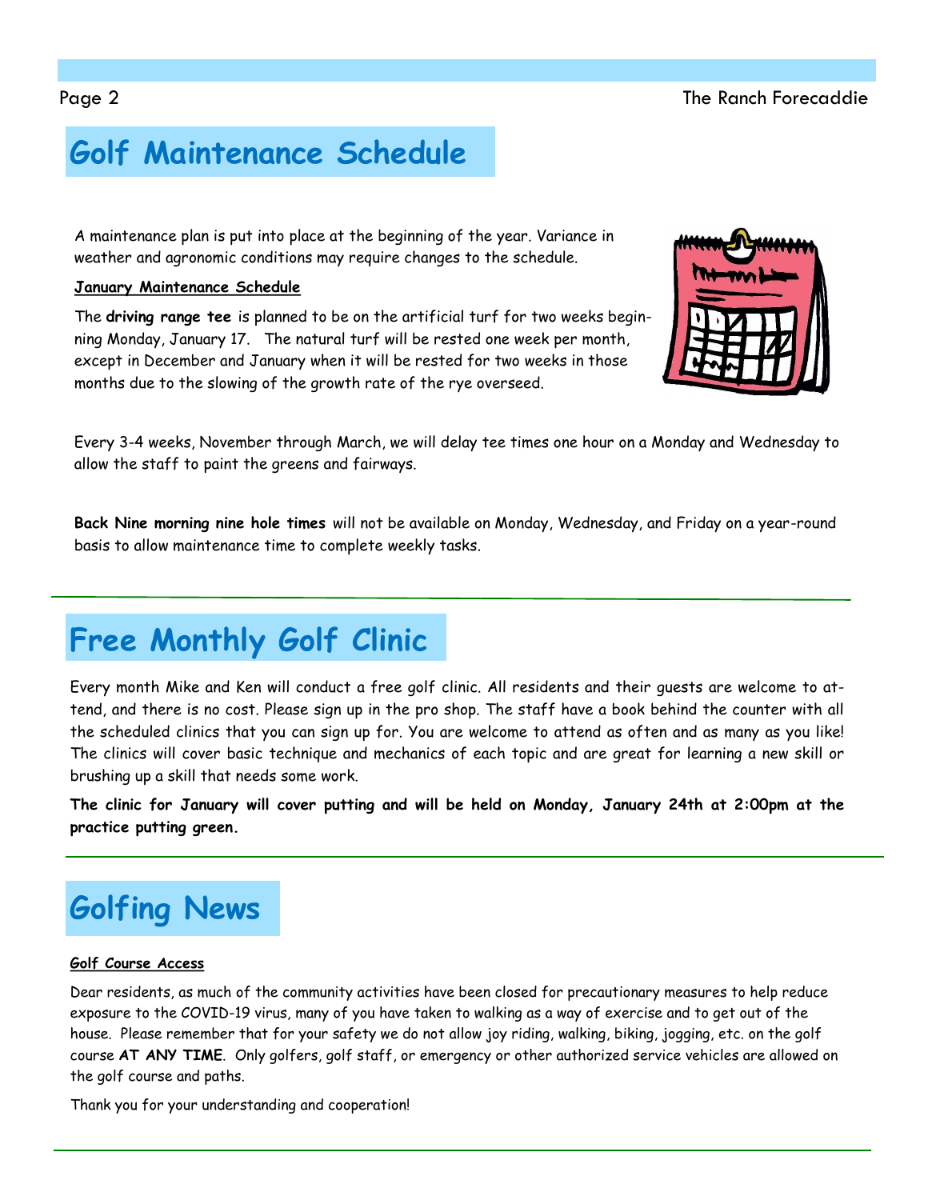# Golf Maintenance Schedule

A maintenance plan is put into place at the beginning of the year. Variance in weather and agronomic conditions may require changes to the schedule.

**January Maintenance Schedule**

The **driving range tee** is planned to be on the artificial turf for two weeks beginning Monday, January 17. The natural turf will be rested one week per month, except in December and January when it will be rested for two weeks in those months due to the slowing of the growth rate of the rye overseed.

Every 3-4 weeks, November through March, we will delay tee times one hour on a Monday and Wednesday to allow the staff to paint the greens and fairways.

**Back Nine morning nine hole times** will not be available on Monday, Wednesday, and Friday on a year-round basis to allow maintenance time to complete weekly tasks.

# Free Monthly Golf Clinic

Every month Mike and Ken will conduct a free golf clinic. All residents and their guests are welcome to attend, and there is no cost. Please sign up in the pro shop. The staff have a book behind the counter with all the scheduled clinics that you can sign up for. You are welcome to attend as often and as many as you like! The clinics will cover basic technique and mechanics of each topic and are great for learning a new skill or brushing up a skill that needs some work.

**The clinic for January will cover putting and will be held on Monday, January 24th at 2:00pm at the practice putting green.**

# Golfing News

**Golf Course Access**

Dear residents, as much of the community activities have been closed for precautionary measures to help reduce exposure to the COVID-19 virus, many of you have taken to walking as a way of exercise and to get out of the house. Please remember that for your safety we do not allow joy riding, walking, biking, jogging, etc. on the golf course **AT ANY TIME**. Only golfers, golf staff, or emergency or other authorized service vehicles are allowed on the golf course and paths.

Thank you for your understanding and cooperation!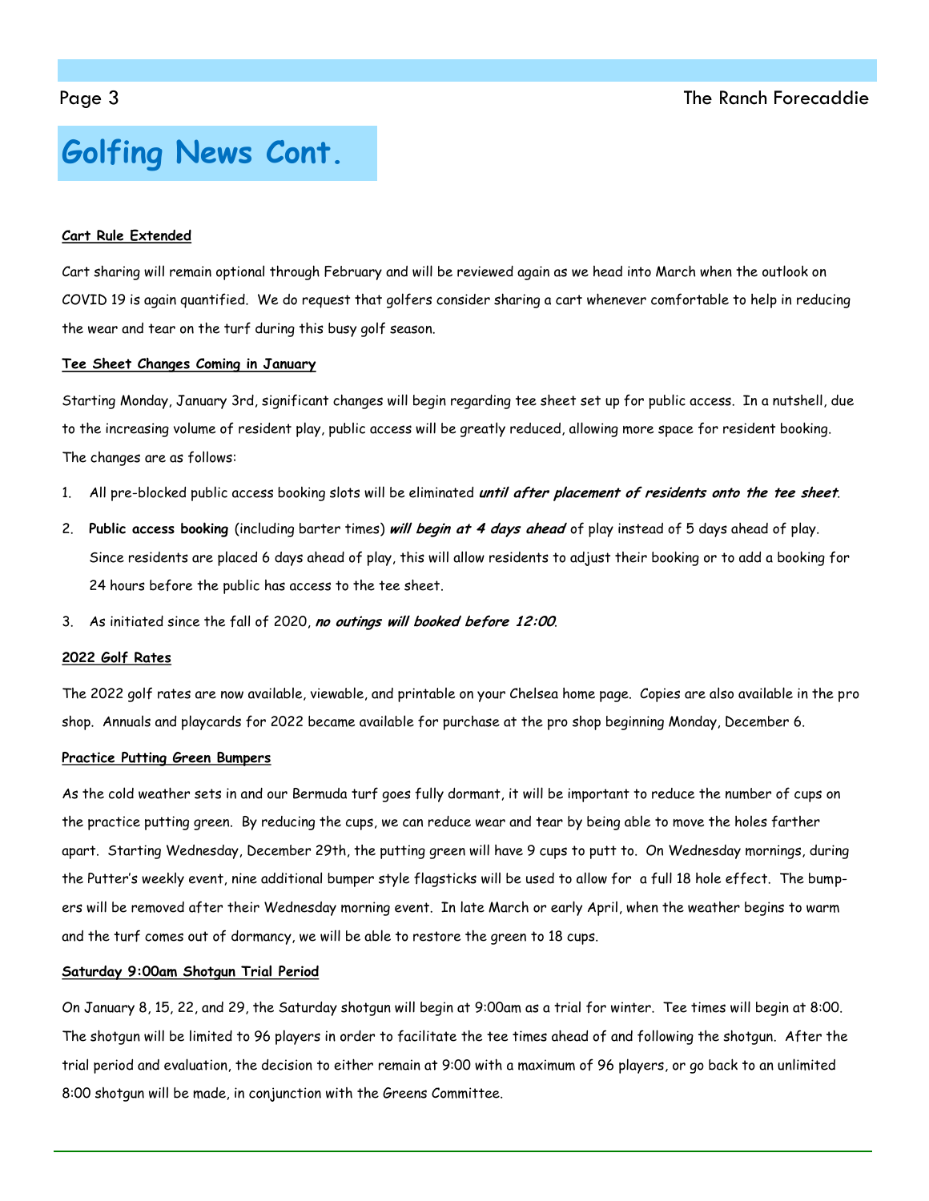# Golfing News Cont.

**Cart Rule Extended**

Cart sharing will remain optional through February and will be reviewed again as we head into March when the outlook on COVID 19 is again quantified. We do request that golfers consider sharing a cart whenever comfortable to help in reducing the wear and tear on the turf during this busy golf season.

**Tee Sheet Changes Coming in January**

Starting Monday, January 3rd, significant changes will begin regarding tee sheet set up for public access. In a nutshell, due to the increasing volume of resident play, public access will be greatly reduced, allowing more space for resident booking. The changes are as follows:

1. All pre-blocked public access booking slots will be eliminated ***until after placement of residents onto the tee sheet***.
2. **Public access booking** (including barter times) ***will begin at 4 days ahead*** of play instead of 5 days ahead of play. Since residents are placed 6 days ahead of play, this will allow residents to adjust their booking or to add a booking for 24 hours before the public has access to the tee sheet.
3. As initiated since the fall of 2020, ***no outings will booked before 12:00***.

**2022 Golf Rates**

The 2022 golf rates are now available, viewable, and printable on your Chelsea home page. Copies are also available in the pro shop. Annuals and playcards for 2022 became available for purchase at the pro shop beginning Monday, December 6.

**Practice Putting Green Bumpers**

As the cold weather sets in and our Bermuda turf goes fully dormant, it will be important to reduce the number of cups on the practice putting green. By reducing the cups, we can reduce wear and tear by being able to move the holes farther apart. Starting Wednesday, December 29th, the putting green will have 9 cups to putt to. On Wednesday mornings, during the Putter's weekly event, nine additional bumper style flagsticks will be used to allow for a full 18 hole effect. The bumpers will be removed after their Wednesday morning event. In late March or early April, when the weather begins to warm and the turf comes out of dormancy, we will be able to restore the green to 18 cups.

**Saturday 9:00am Shotgun Trial Period**

On January 8, 15, 22, and 29, the Saturday shotgun will begin at 9:00am as a trial for winter. Tee times will begin at 8:00. The shotgun will be limited to 96 players in order to facilitate the tee times ahead of and following the shotgun. After the trial period and evaluation, the decision to either remain at 9:00 with a maximum of 96 players, or go back to an unlimited 8:00 shotgun will be made, in conjunction with the Greens Committee.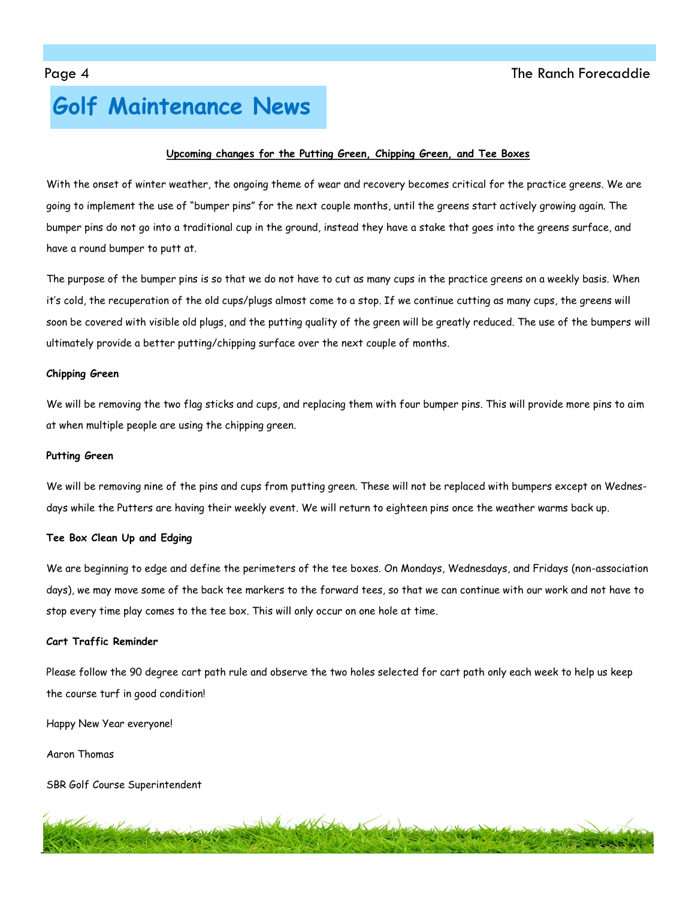# Golf Maintenance News

**Upcoming changes for the Putting Green, Chipping Green, and Tee Boxes**

With the onset of winter weather, the ongoing theme of wear and recovery becomes critical for the practice greens. We are going to implement the use of "bumper pins" for the next couple months, until the greens start actively growing again. The bumper pins do not go into a traditional cup in the ground, instead they have a stake that goes into the greens surface, and have a round bumper to putt at.

The purpose of the bumper pins is so that we do not have to cut as many cups in the practice greens on a weekly basis. When it's cold, the recuperation of the old cups/plugs almost come to a stop. If we continue cutting as many cups, the greens will soon be covered with visible old plugs, and the putting quality of the green will be greatly reduced. The use of the bumpers will ultimately provide a better putting/chipping surface over the next couple of months.

**Chipping Green**

We will be removing the two flag sticks and cups, and replacing them with four bumper pins. This will provide more pins to aim at when multiple people are using the chipping green.

**Putting Green**

We will be removing nine of the pins and cups from putting green. These will not be replaced with bumpers except on Wednesdays while the Putters are having their weekly event. We will return to eighteen pins once the weather warms back up.

**Tee Box Clean Up and Edging**

We are beginning to edge and define the perimeters of the tee boxes. On Mondays, Wednesdays, and Fridays (non-association days), we may move some of the back tee markers to the forward tees, so that we can continue with our work and not have to stop every time play comes to the tee box. This will only occur on one hole at time.

**Cart Traffic Reminder**

Please follow the 90 degree cart path rule and observe the two holes selected for cart path only each week to help us keep the course turf in good condition!

Happy New Year everyone!

Aaron Thomas

SBR Golf Course Superintendent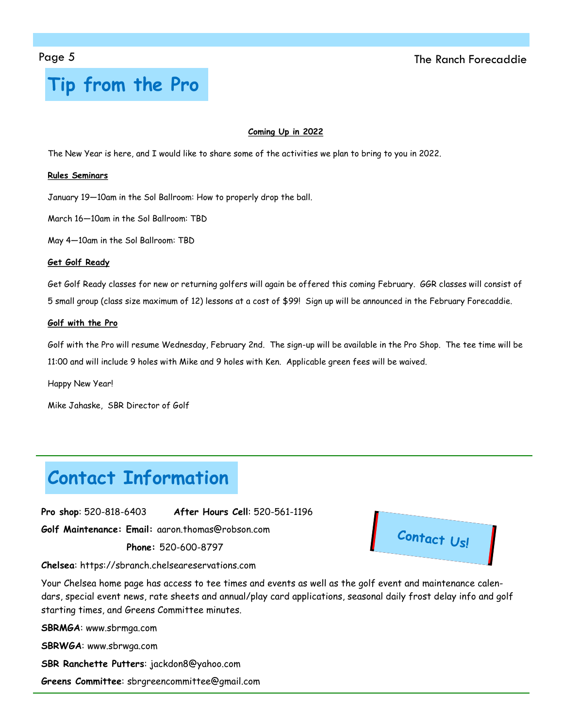# Tip from the Pro

**Coming Up in 2022**

The New Year is here, and I would like to share some of the activities we plan to bring to you in 2022.

**Rules Seminars**

January 19—10am in the Sol Ballroom: How to properly drop the ball.

March 16—10am in the Sol Ballroom: TBD

May 4—10am in the Sol Ballroom: TBD

**Get Golf Ready**

Get Golf Ready classes for new or returning golfers will again be offered this coming February. GGR classes will consist of 5 small group (class size maximum of 12) lessons at a cost of $99! Sign up will be announced in the February Forecaddie.

**Golf with the Pro**

Golf with the Pro will resume Wednesday, February 2nd. The sign-up will be available in the Pro Shop. The tee time will be 11:00 and will include 9 holes with Mike and 9 holes with Ken. Applicable green fees will be waived.

Happy New Year!

Mike Jahaske, SBR Director of Golf

# Contact Information

Contact Us!

**Pro shop**: 520-818-6403 **After Hours Cell**: 520-561-1196

**Golf Maintenance: Email:** aaron.thomas@robson.com

**Phone:** 520-600-8797

**Chelsea**: https://sbranch.chelseareservations.com

Your Chelsea home page has access to tee times and events as well as the golf event and maintenance calendars, special event news, rate sheets and annual/play card applications, seasonal daily frost delay info and golf starting times, and Greens Committee minutes.

**SBRMGA**: www.sbrmga.com

**SBRWGA**: www.sbrwga.com

**SBR Ranchette Putters**: jackdon8@yahoo.com

**Greens Committee**: sbrgreencommittee@gmail.com